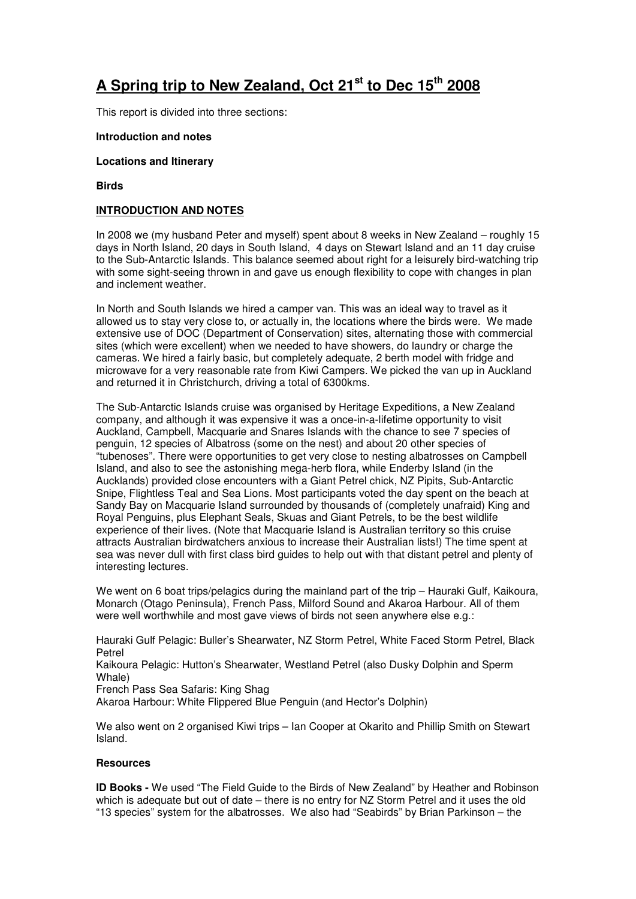# A Spring trip to New Zealand, Oct 21st to Dec 15th 2008

This report is divided into three sections:

**Introduction and notes**

**Locations and Itinerary**

**Birds**

## INTRODUCTION AND NOTES

In 2008 we (my husband Peter and myself) spent about 8 weeks in New Zealand – roughly 15 days in North Island, 20 days in South Island, 4 days on Stewart Island and an 11 day cruise to the Sub-Antarctic Islands. This balance seemed about right for a leisurely bird-watching trip with some sight-seeing thrown in and gave us enough flexibility to cope with changes in plan and inclement weather.

In North and South Islands we hired a camper van. This was an ideal way to travel as it allowed us to stay very close to, or actually in, the locations where the birds were. We made extensive use of DOC (Department of Conservation) sites, alternating those with commercial sites (which were excellent) when we needed to have showers, do laundry or charge the cameras. We hired a fairly basic, but completely adequate, 2 berth model with fridge and microwave for a very reasonable rate from Kiwi Campers. We picked the van up in Auckland and returned it in Christchurch, driving a total of 6300kms.

The Sub-Antarctic Islands cruise was organised by Heritage Expeditions, a New Zealand company, and although it was expensive it was a once-in-a-lifetime opportunity to visit Auckland, Campbell, Macquarie and Snares Islands with the chance to see 7 species of penguin, 12 species of Albatross (some on the nest) and about 20 other species of "tubenoses". There were opportunities to get very close to nesting albatrosses on Campbell Island, and also to see the astonishing mega-herb flora, while Enderby Island (in the Aucklands) provided close encounters with a Giant Petrel chick, NZ Pipits, Sub-Antarctic Snipe, Flightless Teal and Sea Lions. Most participants voted the day spent on the beach at Sandy Bay on Macquarie Island surrounded by thousands of (completely unafraid) King and Royal Penguins, plus Elephant Seals, Skuas and Giant Petrels, to be the best wildlife experience of their lives. (Note that Macquarie Island is Australian territory so this cruise attracts Australian birdwatchers anxious to increase their Australian lists!) The time spent at sea was never dull with first class bird guides to help out with that distant petrel and plenty of interesting lectures.

We went on 6 boat trips/pelagics during the mainland part of the trip – Hauraki Gulf, Kaikoura, Monarch (Otago Peninsula), French Pass, Milford Sound and Akaroa Harbour. All of them were well worthwhile and most gave views of birds not seen anywhere else e.g.:

Hauraki Gulf Pelagic: Buller's Shearwater, NZ Storm Petrel, White Faced Storm Petrel, Black Petrel  
Kaikoura Pelagic: Hutton's Shearwater, Westland Petrel (also Dusky Dolphin and Sperm Whale)  
French Pass Sea Safaris: King Shag  
Akaroa Harbour: White Flippered Blue Penguin (and Hector's Dolphin)

We also went on 2 organised Kiwi trips – Ian Cooper at Okarito and Phillip Smith on Stewart Island.

### Resources

**ID Books -** We used "The Field Guide to the Birds of New Zealand" by Heather and Robinson which is adequate but out of date – there is no entry for NZ Storm Petrel and it uses the old "13 species" system for the albatrosses. We also had "Seabirds" by Brian Parkinson – the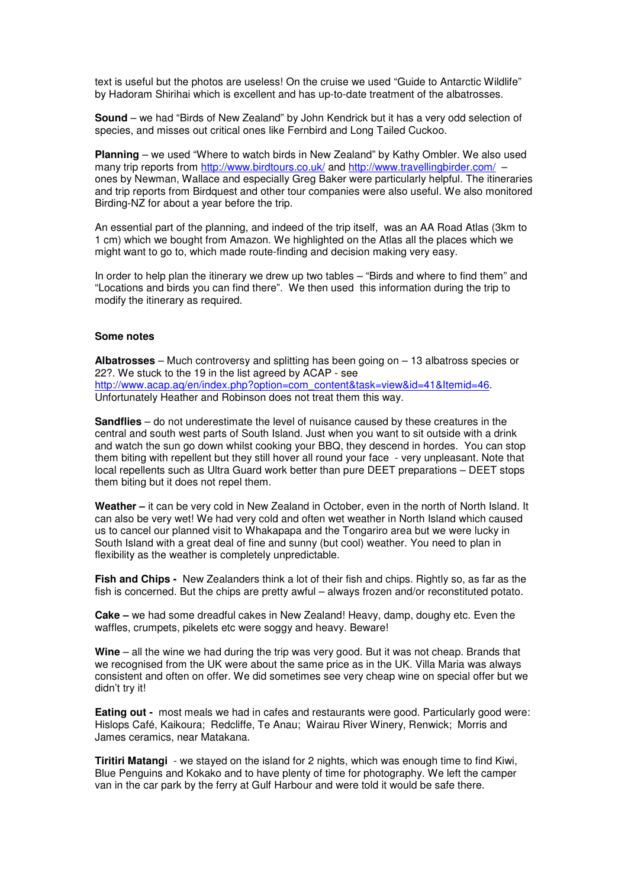text is useful but the photos are useless! On the cruise we used "Guide to Antarctic Wildlife" by Hadoram Shirihai which is excellent and has up-to-date treatment of the albatrosses.

**Sound** – we had "Birds of New Zealand" by John Kendrick but it has a very odd selection of species, and misses out critical ones like Fernbird and Long Tailed Cuckoo.

**Planning** – we used "Where to watch birds in New Zealand" by Kathy Ombler. We also used many trip reports from http://www.birdtours.co.uk/ and http://www.travellingbirder.com/ – ones by Newman, Wallace and especially Greg Baker were particularly helpful. The itineraries and trip reports from Birdquest and other tour companies were also useful. We also monitored Birding-NZ for about a year before the trip.

An essential part of the planning, and indeed of the trip itself, was an AA Road Atlas (3km to 1 cm) which we bought from Amazon. We highlighted on the Atlas all the places which we might want to go to, which made route-finding and decision making very easy.

In order to help plan the itinerary we drew up two tables – "Birds and where to find them" and "Locations and birds you can find there". We then used this information during the trip to modify the itinerary as required.

### Some notes

**Albatrosses** – Much controversy and splitting has been going on – 13 albatross species or 22?. We stuck to the 19 in the list agreed by ACAP - see http://www.acap.aq/en/index.php?option=com_content&task=view&id=41&Itemid=46. Unfortunately Heather and Robinson does not treat them this way.

**Sandflies** – do not underestimate the level of nuisance caused by these creatures in the central and south west parts of South Island. Just when you want to sit outside with a drink and watch the sun go down whilst cooking your BBQ, they descend in hordes. You can stop them biting with repellent but they still hover all round your face - very unpleasant. Note that local repellents such as Ultra Guard work better than pure DEET preparations – DEET stops them biting but it does not repel them.

**Weather –** it can be very cold in New Zealand in October, even in the north of North Island. It can also be very wet! We had very cold and often wet weather in North Island which caused us to cancel our planned visit to Whakapapa and the Tongariro area but we were lucky in South Island with a great deal of fine and sunny (but cool) weather. You need to plan in flexibility as the weather is completely unpredictable.

**Fish and Chips -** New Zealanders think a lot of their fish and chips. Rightly so, as far as the fish is concerned. But the chips are pretty awful – always frozen and/or reconstituted potato.

**Cake –** we had some dreadful cakes in New Zealand! Heavy, damp, doughy etc. Even the waffles, crumpets, pikelets etc were soggy and heavy. Beware!

**Wine** – all the wine we had during the trip was very good. But it was not cheap. Brands that we recognised from the UK were about the same price as in the UK. Villa Maria was always consistent and often on offer. We did sometimes see very cheap wine on special offer but we didn't try it!

**Eating out -** most meals we had in cafes and restaurants were good. Particularly good were: Hislops Café, Kaikoura; Redcliffe, Te Anau; Wairau River Winery, Renwick; Morris and James ceramics, near Matakana.

**Tiritiri Matangi** - we stayed on the island for 2 nights, which was enough time to find Kiwi, Blue Penguins and Kokako and to have plenty of time for photography. We left the camper van in the car park by the ferry at Gulf Harbour and were told it would be safe there.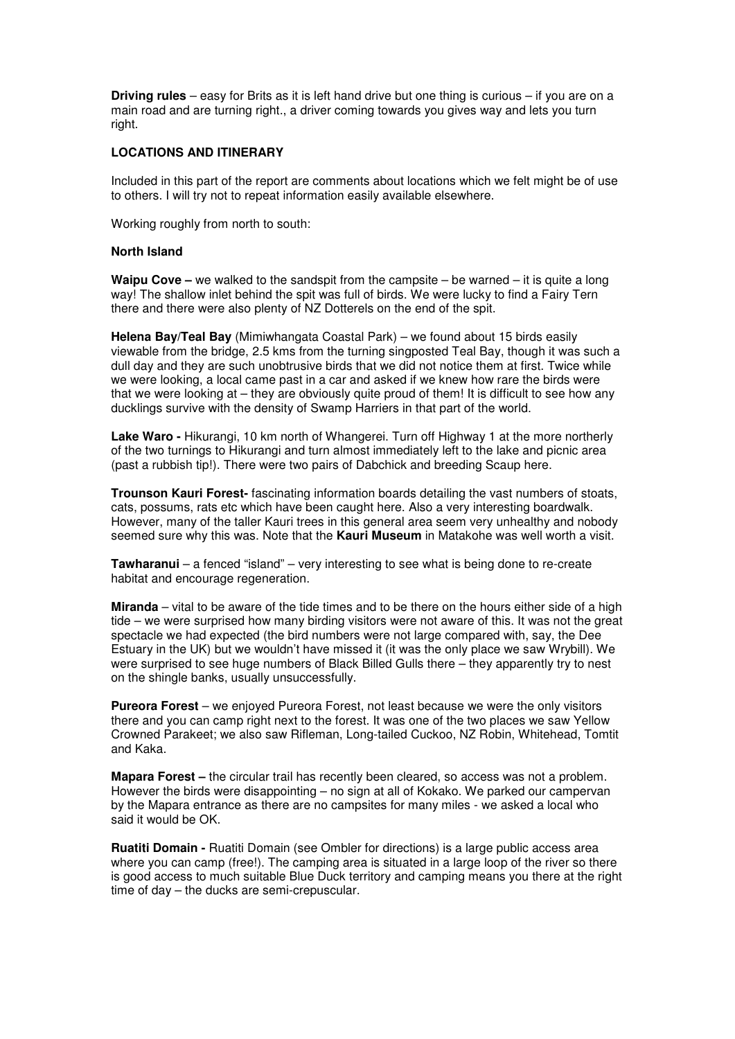**Driving rules** – easy for Brits as it is left hand drive but one thing is curious – if you are on a main road and are turning right., a driver coming towards you gives way and lets you turn right.

## LOCATIONS AND ITINERARY

Included in this part of the report are comments about locations which we felt might be of use to others. I will try not to repeat information easily available elsewhere.

Working roughly from north to south:

### North Island

**Waipu Cove –** we walked to the sandspit from the campsite – be warned – it is quite a long way! The shallow inlet behind the spit was full of birds. We were lucky to find a Fairy Tern there and there were also plenty of NZ Dotterels on the end of the spit.

**Helena Bay/Teal Bay** (Mimiwhangata Coastal Park) – we found about 15 birds easily viewable from the bridge, 2.5 kms from the turning singposted Teal Bay, though it was such a dull day and they are such unobtrusive birds that we did not notice them at first. Twice while we were looking, a local came past in a car and asked if we knew how rare the birds were that we were looking at – they are obviously quite proud of them! It is difficult to see how any ducklings survive with the density of Swamp Harriers in that part of the world.

**Lake Waro -** Hikurangi, 10 km north of Whangerei. Turn off Highway 1 at the more northerly of the two turnings to Hikurangi and turn almost immediately left to the lake and picnic area (past a rubbish tip!). There were two pairs of Dabchick and breeding Scaup here.

**Trounson Kauri Forest-** fascinating information boards detailing the vast numbers of stoats, cats, possums, rats etc which have been caught here. Also a very interesting boardwalk. However, many of the taller Kauri trees in this general area seem very unhealthy and nobody seemed sure why this was. Note that the **Kauri Museum** in Matakohe was well worth a visit.

**Tawharanui** – a fenced "island" – very interesting to see what is being done to re-create habitat and encourage regeneration.

**Miranda** – vital to be aware of the tide times and to be there on the hours either side of a high tide – we were surprised how many birding visitors were not aware of this. It was not the great spectacle we had expected (the bird numbers were not large compared with, say, the Dee Estuary in the UK) but we wouldn't have missed it (it was the only place we saw Wrybill). We were surprised to see huge numbers of Black Billed Gulls there – they apparently try to nest on the shingle banks, usually unsuccessfully.

**Pureora Forest** – we enjoyed Pureora Forest, not least because we were the only visitors there and you can camp right next to the forest. It was one of the two places we saw Yellow Crowned Parakeet; we also saw Rifleman, Long-tailed Cuckoo, NZ Robin, Whitehead, Tomtit and Kaka.

**Mapara Forest –** the circular trail has recently been cleared, so access was not a problem. However the birds were disappointing – no sign at all of Kokako. We parked our campervan by the Mapara entrance as there are no campsites for many miles - we asked a local who said it would be OK.

**Ruatiti Domain -** Ruatiti Domain (see Ombler for directions) is a large public access area where you can camp (free!). The camping area is situated in a large loop of the river so there is good access to much suitable Blue Duck territory and camping means you there at the right time of day – the ducks are semi-crepuscular.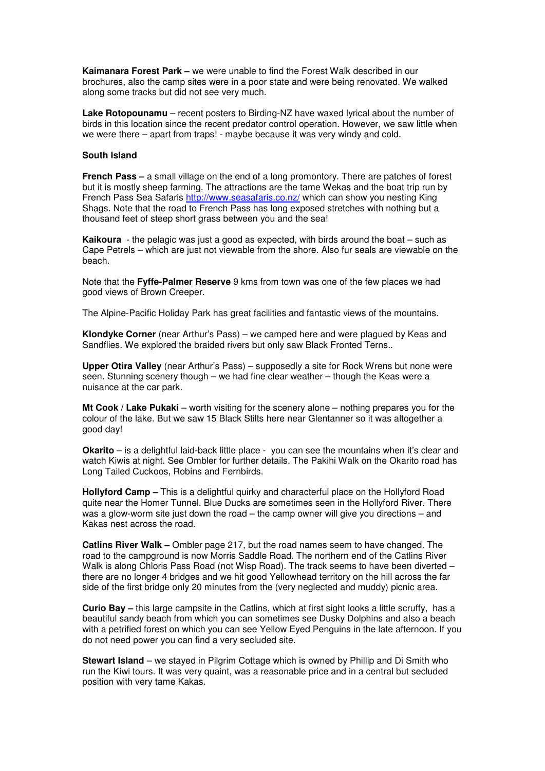**Kaimanara Forest Park –** we were unable to find the Forest Walk described in our brochures, also the camp sites were in a poor state and were being renovated. We walked along some tracks but did not see very much.

**Lake Rotopounamu** – recent posters to Birding-NZ have waxed lyrical about the number of birds in this location since the recent predator control operation. However, we saw little when we were there – apart from traps! - maybe because it was very windy and cold.

**South Island**

**French Pass –** a small village on the end of a long promontory. There are patches of forest but it is mostly sheep farming. The attractions are the tame Wekas and the boat trip run by French Pass Sea Safaris http://www.seasafaris.co.nz/ which can show you nesting King Shags. Note that the road to French Pass has long exposed stretches with nothing but a thousand feet of steep short grass between you and the sea!

**Kaikoura** - the pelagic was just a good as expected, with birds around the boat – such as Cape Petrels – which are just not viewable from the shore. Also fur seals are viewable on the beach.

Note that the **Fyffe-Palmer Reserve** 9 kms from town was one of the few places we had good views of Brown Creeper.

The Alpine-Pacific Holiday Park has great facilities and fantastic views of the mountains.

**Klondyke Corner** (near Arthur's Pass) – we camped here and were plagued by Keas and Sandflies. We explored the braided rivers but only saw Black Fronted Terns..

**Upper Otira Valley** (near Arthur's Pass) – supposedly a site for Rock Wrens but none were seen. Stunning scenery though – we had fine clear weather – though the Keas were a nuisance at the car park.

**Mt Cook / Lake Pukaki** – worth visiting for the scenery alone – nothing prepares you for the colour of the lake. But we saw 15 Black Stilts here near Glentanner so it was altogether a good day!

**Okarito** – is a delightful laid-back little place - you can see the mountains when it's clear and watch Kiwis at night. See Ombler for further details. The Pakihi Walk on the Okarito road has Long Tailed Cuckoos, Robins and Fernbirds.

**Hollyford Camp –** This is a delightful quirky and characterful place on the Hollyford Road quite near the Homer Tunnel. Blue Ducks are sometimes seen in the Hollyford River. There was a glow-worm site just down the road – the camp owner will give you directions – and Kakas nest across the road.

**Catlins River Walk –** Ombler page 217, but the road names seem to have changed. The road to the campground is now Morris Saddle Road. The northern end of the Catlins River Walk is along Chloris Pass Road (not Wisp Road). The track seems to have been diverted – there are no longer 4 bridges and we hit good Yellowhead territory on the hill across the far side of the first bridge only 20 minutes from the (very neglected and muddy) picnic area.

**Curio Bay –** this large campsite in the Catlins, which at first sight looks a little scruffy, has a beautiful sandy beach from which you can sometimes see Dusky Dolphins and also a beach with a petrified forest on which you can see Yellow Eyed Penguins in the late afternoon. If you do not need power you can find a very secluded site.

**Stewart Island** – we stayed in Pilgrim Cottage which is owned by Phillip and Di Smith who run the Kiwi tours. It was very quaint, was a reasonable price and in a central but secluded position with very tame Kakas.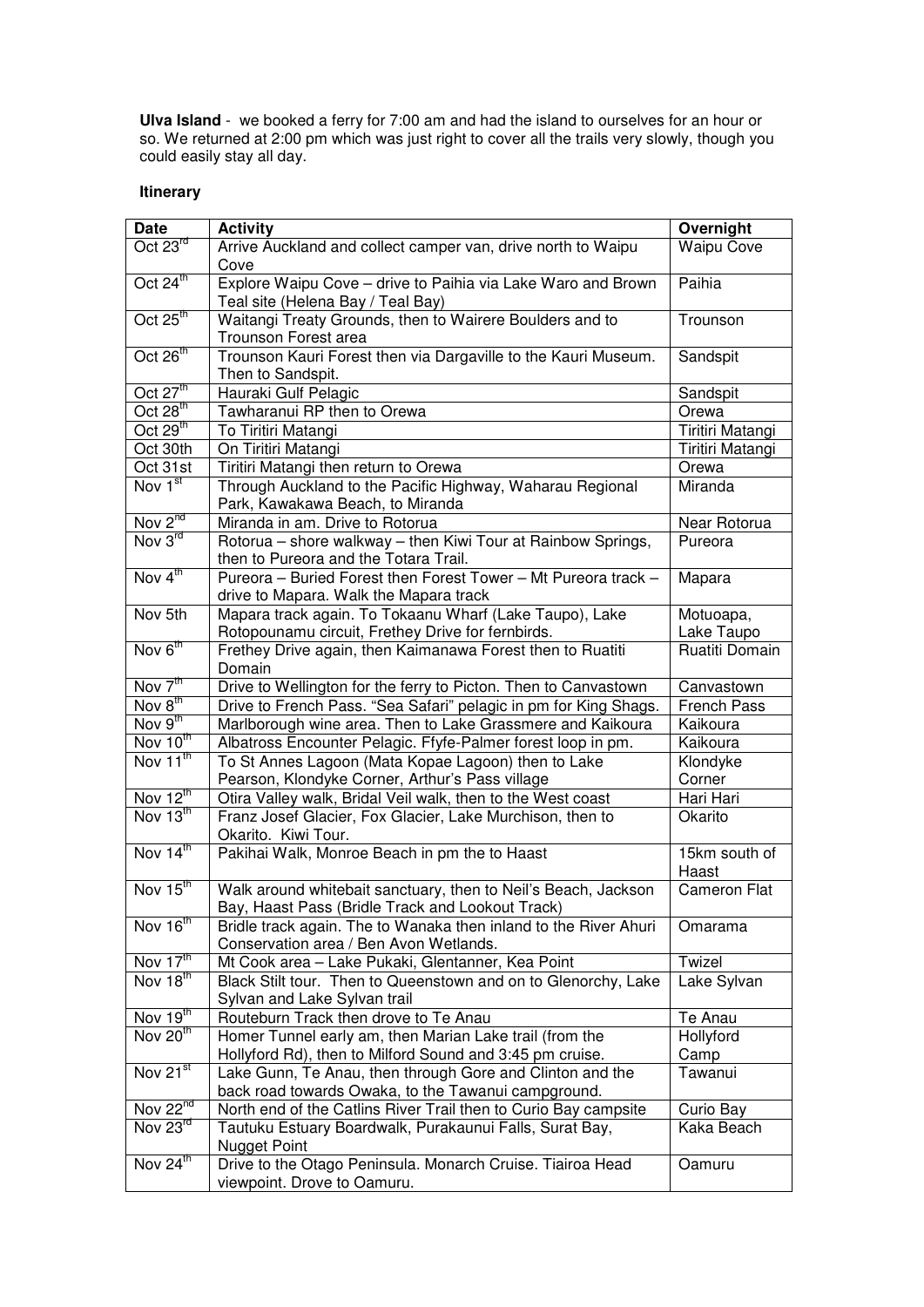**Ulva Island** - we booked a ferry for 7:00 am and had the island to ourselves for an hour or so. We returned at 2:00 pm which was just right to cover all the trails very slowly, though you could easily stay all day.

**Itinerary**

| Date | Activity | Overnight |
|---|---|---|
| Oct 23rd | Arrive Auckland and collect camper van, drive north to Waipu Cove | Waipu Cove |
| Oct 24th | Explore Waipu Cove – drive to Paihia via Lake Waro and Brown Teal site (Helena Bay / Teal Bay) | Paihia |
| Oct 25th | Waitangi Treaty Grounds, then to Wairere Boulders and to Trounson Forest area | Trounson |
| Oct 26th | Trounson Kauri Forest then via Dargaville to the Kauri Museum. Then to Sandspit. | Sandspit |
| Oct 27th | Hauraki Gulf Pelagic | Sandspit |
| Oct 28th | Tawharanui RP then to Orewa | Orewa |
| Oct 29th | To Tiritiri Matangi | Tiritiri Matangi |
| Oct 30th | On Tiritiri Matangi | Tiritiri Matangi |
| Oct 31st | Tiritiri Matangi then return to Orewa | Orewa |
| Nov 1st | Through Auckland to the Pacific Highway, Waharau Regional Park, Kawakawa Beach, to Miranda | Miranda |
| Nov 2nd | Miranda in am. Drive to Rotorua | Near Rotorua |
| Nov 3rd | Rotorua – shore walkway – then Kiwi Tour at Rainbow Springs, then to Pureora and the Totara Trail. | Pureora |
| Nov 4th | Pureora – Buried Forest then Forest Tower – Mt Pureora track – drive to Mapara. Walk the Mapara track | Mapara |
| Nov 5th | Mapara track again. To Tokaanu Wharf (Lake Taupo), Lake Rotopounamu circuit, Frethey Drive for fernbirds. | Motuoapa, Lake Taupo |
| Nov 6th | Frethey Drive again, then Kaimanawa Forest then to Ruatiti Domain | Ruatiti Domain |
| Nov 7th | Drive to Wellington for the ferry to Picton. Then to Canvastown | Canvastown |
| Nov 8th | Drive to French Pass. "Sea Safari" pelagic in pm for King Shags. | French Pass |
| Nov 9th | Marlborough wine area. Then to Lake Grassmere and Kaikoura | Kaikoura |
| Nov 10th | Albatross Encounter Pelagic. Ffyfe-Palmer forest loop in pm. | Kaikoura |
| Nov 11th | To St Annes Lagoon (Mata Kopae Lagoon) then to Lake Pearson, Klondyke Corner, Arthur's Pass village | Klondyke Corner |
| Nov 12th | Otira Valley walk, Bridal Veil walk, then to the West coast | Hari Hari |
| Nov 13th | Franz Josef Glacier, Fox Glacier, Lake Murchison, then to Okarito. Kiwi Tour. | Okarito |
| Nov 14th | Pakihai Walk, Monroe Beach in pm the to Haast | 15km south of Haast |
| Nov 15th | Walk around whitebait sanctuary, then to Neil's Beach, Jackson Bay, Haast Pass (Bridle Track and Lookout Track) | Cameron Flat |
| Nov 16th | Bridle track again. The to Wanaka then inland to the River Ahuri Conservation area / Ben Avon Wetlands. | Omarama |
| Nov 17th | Mt Cook area – Lake Pukaki, Glentanner, Kea Point | Twizel |
| Nov 18th | Black Stilt tour. Then to Queenstown and on to Glenorchy, Lake Sylvan and Lake Sylvan trail | Lake Sylvan |
| Nov 19th | Routeburn Track then drove to Te Anau | Te Anau |
| Nov 20th | Homer Tunnel early am, then Marian Lake trail (from the Hollyford Rd), then to Milford Sound and 3:45 pm cruise. | Hollyford Camp |
| Nov 21st | Lake Gunn, Te Anau, then through Gore and Clinton and the back road towards Owaka, to the Tawanui campground. | Tawanui |
| Nov 22nd | North end of the Catlins River Trail then to Curio Bay campsite | Curio Bay |
| Nov 23rd | Tautuku Estuary Boardwalk, Purakaunui Falls, Surat Bay, Nugget Point | Kaka Beach |
| Nov 24th | Drive to the Otago Peninsula. Monarch Cruise. Tiairoa Head viewpoint. Drove to Oamuru. | Oamuru |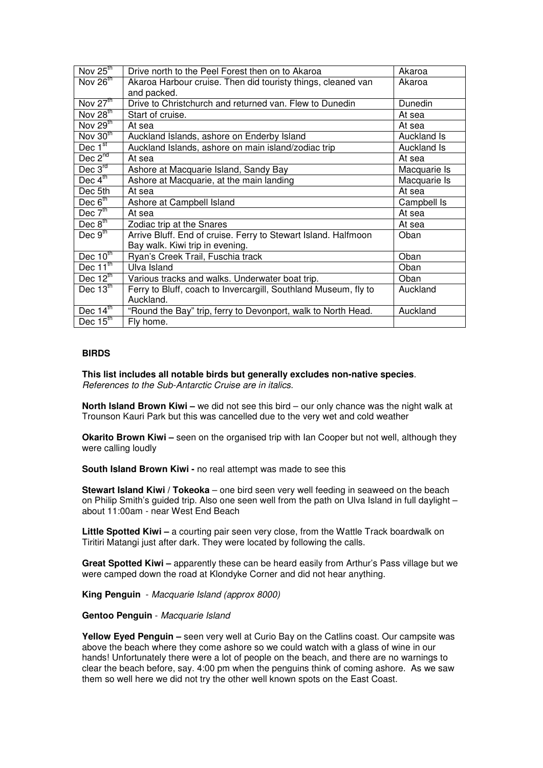| Nov 25th | Drive north to the Peel Forest then on to Akaroa | Akaroa |
|---|---|---|
| Nov 26th | Akaroa Harbour cruise. Then did touristy things, cleaned van and packed. | Akaroa |
| Nov 27th | Drive to Christchurch and returned van. Flew to Dunedin | Dunedin |
| Nov 28th | Start of cruise. | At sea |
| Nov 29th | At sea | At sea |
| Nov 30th | Auckland Islands, ashore on Enderby Island | Auckland Is |
| Dec 1st | Auckland Islands, ashore on main island/zodiac trip | Auckland Is |
| Dec 2nd | At sea | At sea |
| Dec 3rd | Ashore at Macquarie Island, Sandy Bay | Macquarie Is |
| Dec 4th | Ashore at Macquarie, at the main landing | Macquarie Is |
| Dec 5th | At sea | At sea |
| Dec 6th | Ashore at Campbell Island | Campbell Is |
| Dec 7th | At sea | At sea |
| Dec 8th | Zodiac trip at the Snares | At sea |
| Dec 9th | Arrive Bluff. End of cruise. Ferry to Stewart Island. Halfmoon Bay walk. Kiwi trip in evening. | Oban |
| Dec 10th | Ryan's Creek Trail, Fuschia track | Oban |
| Dec 11th | Ulva Island | Oban |
| Dec 12th | Various tracks and walks. Underwater boat trip. | Oban |
| Dec 13th | Ferry to Bluff, coach to Invercargill, Southland Museum, fly to Auckland. | Auckland |
| Dec 14th | "Round the Bay" trip, ferry to Devonport, walk to North Head. | Auckland |
| Dec 15th | Fly home. | |

## BIRDS

**This list includes all notable birds but generally excludes non-native species**.
*References to the Sub-Antarctic Cruise are in italics.*

**North Island Brown Kiwi –** we did not see this bird – our only chance was the night walk at Trounson Kauri Park but this was cancelled due to the very wet and cold weather

**Okarito Brown Kiwi –** seen on the organised trip with Ian Cooper but not well, although they were calling loudly

**South Island Brown Kiwi -** no real attempt was made to see this

**Stewart Island Kiwi / Tokeoka** – one bird seen very well feeding in seaweed on the beach on Philip Smith's guided trip. Also one seen well from the path on Ulva Island in full daylight – about 11:00am - near West End Beach

**Little Spotted Kiwi –** a courting pair seen very close, from the Wattle Track boardwalk on Tiritiri Matangi just after dark. They were located by following the calls.

**Great Spotted Kiwi –** apparently these can be heard easily from Arthur's Pass village but we were camped down the road at Klondyke Corner and did not hear anything.

**King Penguin** - *Macquarie Island (approx 8000)*

**Gentoo Penguin** - *Macquarie Island*

**Yellow Eyed Penguin –** seen very well at Curio Bay on the Catlins coast. Our campsite was above the beach where they come ashore so we could watch with a glass of wine in our hands! Unfortunately there were a lot of people on the beach, and there are no warnings to clear the beach before, say. 4:00 pm when the penguins think of coming ashore. As we saw them so well here we did not try the other well known spots on the East Coast.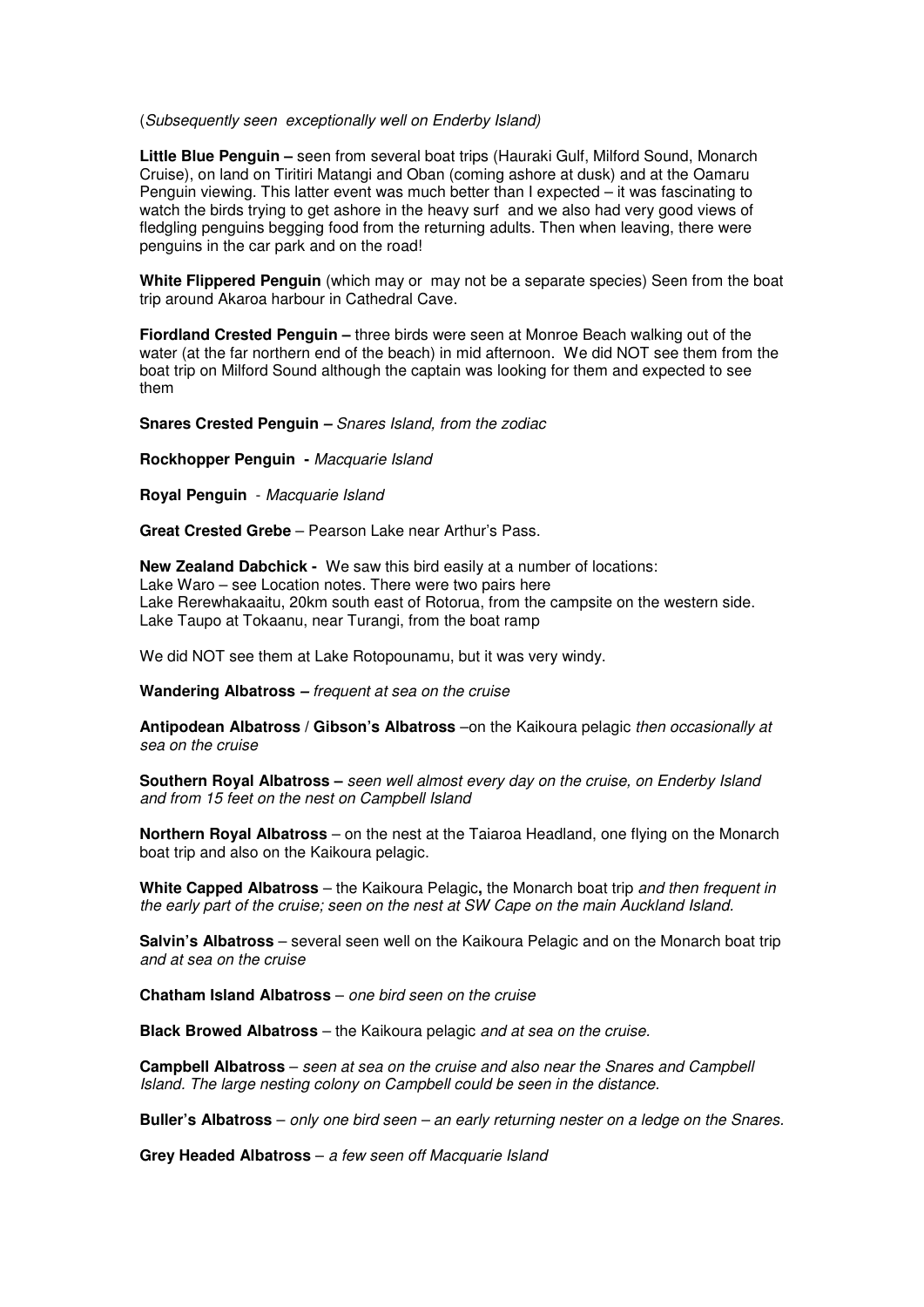(*Subsequently seen  exceptionally well on Enderby Island)*

**Little Blue Penguin –** seen from several boat trips (Hauraki Gulf, Milford Sound, Monarch Cruise), on land on Tiritiri Matangi and Oban (coming ashore at dusk) and at the Oamaru Penguin viewing. This latter event was much better than I expected – it was fascinating to watch the birds trying to get ashore in the heavy surf  and we also had very good views of fledgling penguins begging food from the returning adults. Then when leaving, there were penguins in the car park and on the road!

**White Flippered Penguin** (which may or  may not be a separate species) Seen from the boat trip around Akaroa harbour in Cathedral Cave.

**Fiordland Crested Penguin –** three birds were seen at Monroe Beach walking out of the water (at the far northern end of the beach) in mid afternoon.  We did NOT see them from the boat trip on Milford Sound although the captain was looking for them and expected to see them

**Snares Crested Penguin –** *Snares Island, from the zodiac*

**Rockhopper Penguin -** *Macquarie Island*

**Royal Penguin** - *Macquarie Island*

**Great Crested Grebe** – Pearson Lake near Arthur's Pass.

**New Zealand Dabchick -** We saw this bird easily at a number of locations:
Lake Waro – see Location notes. There were two pairs here
Lake Rerewhakaaitu, 20km south east of Rotorua, from the campsite on the western side.
Lake Taupo at Tokaanu, near Turangi, from the boat ramp

We did NOT see them at Lake Rotopounamu, but it was very windy.

**Wandering Albatross –** *frequent at sea on the cruise*

**Antipodean Albatross / Gibson's Albatross** –on the Kaikoura pelagic *then occasionally at sea on the cruise*

**Southern Royal Albatross –** *seen well almost every day on the cruise, on Enderby Island and from 15 feet on the nest on Campbell Island*

**Northern Royal Albatross** – on the nest at the Taiaroa Headland, one flying on the Monarch boat trip and also on the Kaikoura pelagic.

**White Capped Albatross** – the Kaikoura Pelagic**,** the Monarch boat trip *and then frequent in the early part of the cruise; seen on the nest at SW Cape on the main Auckland Island.*

**Salvin's Albatross** – several seen well on the Kaikoura Pelagic and on the Monarch boat trip *and at sea on the cruise*

**Chatham Island Albatross** – *one bird seen on the cruise*

**Black Browed Albatross** – the Kaikoura pelagic *and at sea on the cruise.*

**Campbell Albatross** – *seen at sea on the cruise and also near the Snares and Campbell Island. The large nesting colony on Campbell could be seen in the distance.*

**Buller's Albatross** – *only one bird seen – an early returning nester on a ledge on the Snares.*

**Grey Headed Albatross** – *a few seen off Macquarie Island*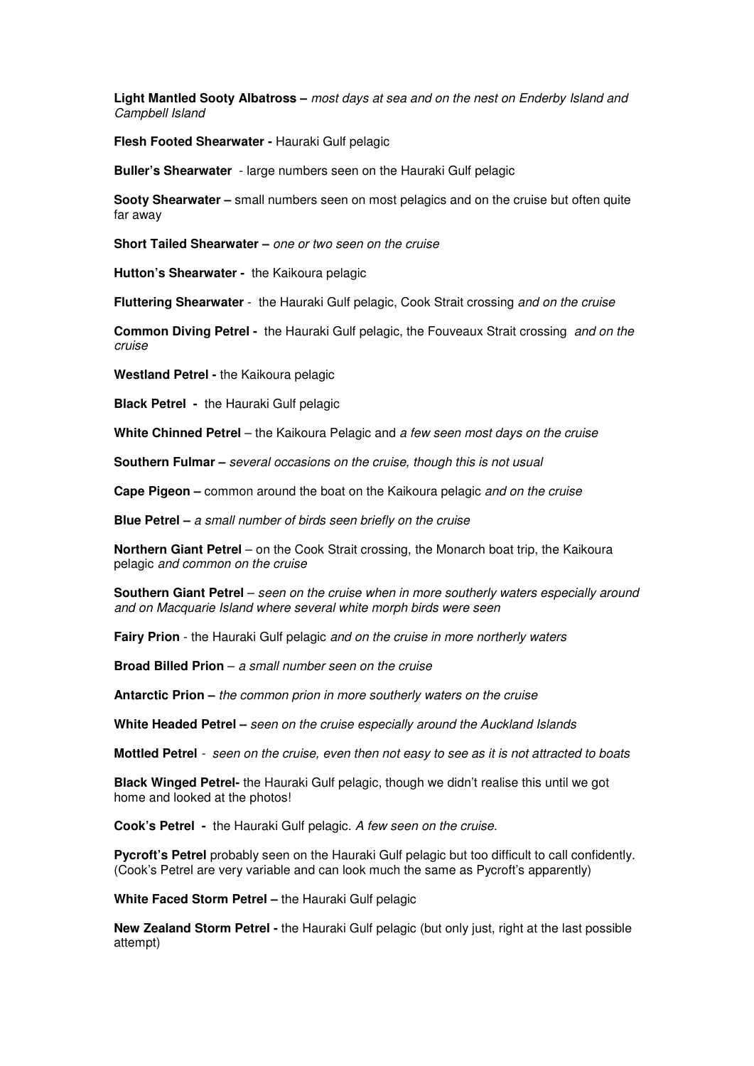**Light Mantled Sooty Albatross –** *most days at sea and on the nest on Enderby Island and Campbell Island*

**Flesh Footed Shearwater -** Hauraki Gulf pelagic

**Buller's Shearwater** - large numbers seen on the Hauraki Gulf pelagic

**Sooty Shearwater –** small numbers seen on most pelagics and on the cruise but often quite far away

**Short Tailed Shearwater –** *one or two seen on the cruise*

**Hutton's Shearwater -** the Kaikoura pelagic

**Fluttering Shearwater** - the Hauraki Gulf pelagic, Cook Strait crossing *and on the cruise*

**Common Diving Petrel -** the Hauraki Gulf pelagic, the Fouveaux Strait crossing *and on the cruise*

**Westland Petrel -** the Kaikoura pelagic

**Black Petrel -** the Hauraki Gulf pelagic

**White Chinned Petrel** – the Kaikoura Pelagic and *a few seen most days on the cruise*

**Southern Fulmar –** *several occasions on the cruise, though this is not usual*

**Cape Pigeon –** common around the boat on the Kaikoura pelagic *and on the cruise*

**Blue Petrel –** *a small number of birds seen briefly on the cruise*

**Northern Giant Petrel** – on the Cook Strait crossing, the Monarch boat trip, the Kaikoura pelagic *and common on the cruise*

**Southern Giant Petrel** – *seen on the cruise when in more southerly waters especially around and on Macquarie Island where several white morph birds were seen*

**Fairy Prion** - the Hauraki Gulf pelagic *and on the cruise in more northerly waters*

**Broad Billed Prion** – *a small number seen on the cruise*

**Antarctic Prion –** *the common prion in more southerly waters on the cruise*

**White Headed Petrel –** *seen on the cruise especially around the Auckland Islands*

**Mottled Petrel** - *seen on the cruise, even then not easy to see as it is not attracted to boats*

**Black Winged Petrel-** the Hauraki Gulf pelagic, though we didn't realise this until we got home and looked at the photos!

**Cook's Petrel -** the Hauraki Gulf pelagic. *A few seen on the cruise.*

**Pycroft's Petrel** probably seen on the Hauraki Gulf pelagic but too difficult to call confidently. (Cook's Petrel are very variable and can look much the same as Pycroft's apparently)

**White Faced Storm Petrel –** the Hauraki Gulf pelagic

**New Zealand Storm Petrel -** the Hauraki Gulf pelagic (but only just, right at the last possible attempt)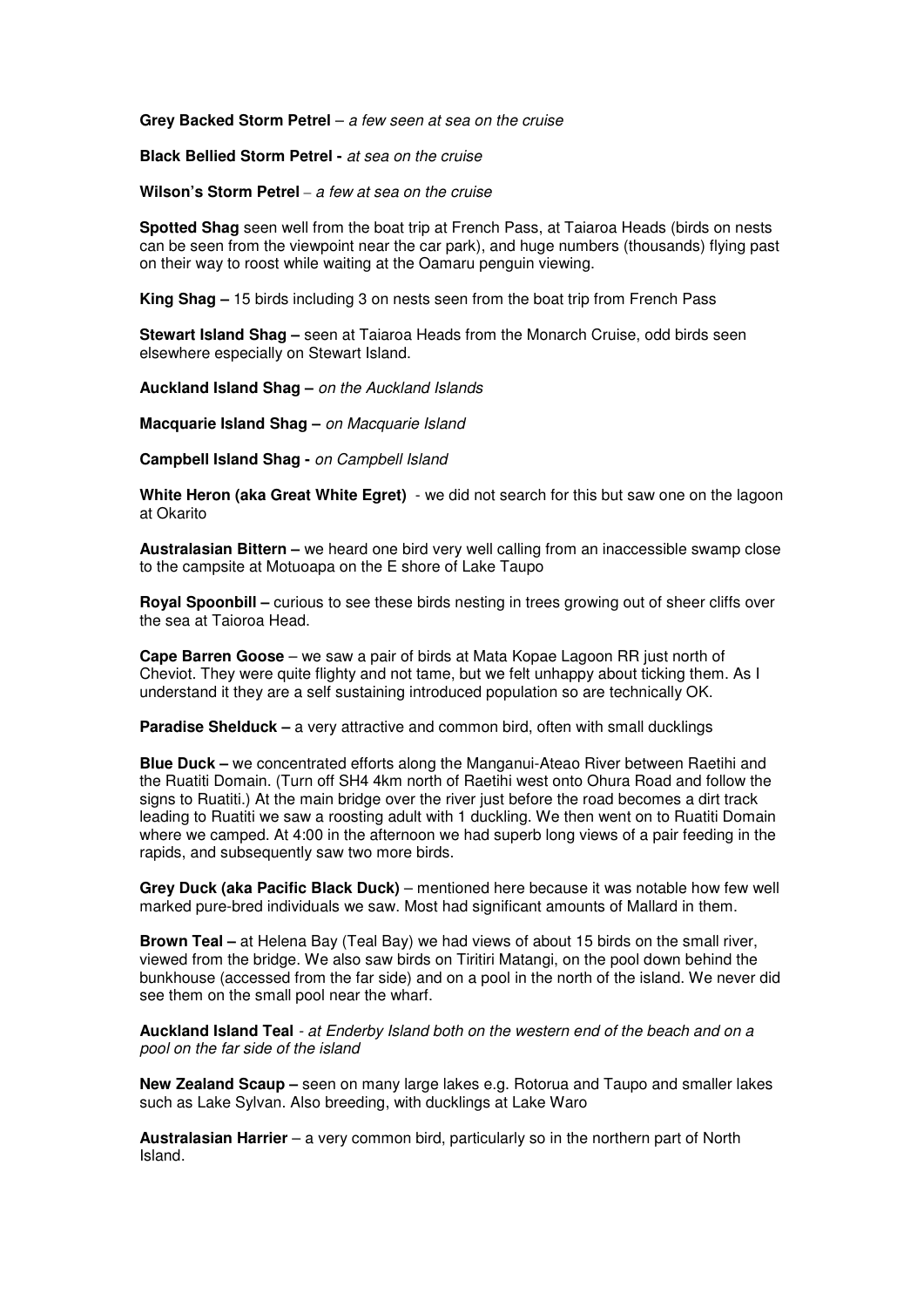**Grey Backed Storm Petrel** – *a few seen at sea on the cruise*

**Black Bellied Storm Petrel -** *at sea on the cruise*

**Wilson's Storm Petrel** – *a few at sea on the cruise*

**Spotted Shag** seen well from the boat trip at French Pass, at Taiaroa Heads (birds on nests can be seen from the viewpoint near the car park), and huge numbers (thousands) flying past on their way to roost while waiting at the Oamaru penguin viewing.

**King Shag –** 15 birds including 3 on nests seen from the boat trip from French Pass

**Stewart Island Shag –** seen at Taiaroa Heads from the Monarch Cruise, odd birds seen elsewhere especially on Stewart Island.

**Auckland Island Shag –** *on the Auckland Islands*

**Macquarie Island Shag –** *on Macquarie Island*

**Campbell Island Shag -** *on Campbell Island*

**White Heron (aka Great White Egret)** - we did not search for this but saw one on the lagoon at Okarito

**Australasian Bittern –** we heard one bird very well calling from an inaccessible swamp close to the campsite at Motuoapa on the E shore of Lake Taupo

**Royal Spoonbill –** curious to see these birds nesting in trees growing out of sheer cliffs over the sea at Taioroa Head.

**Cape Barren Goose** – we saw a pair of birds at Mata Kopae Lagoon RR just north of Cheviot. They were quite flighty and not tame, but we felt unhappy about ticking them. As I understand it they are a self sustaining introduced population so are technically OK.

**Paradise Shelduck –** a very attractive and common bird, often with small ducklings

**Blue Duck –** we concentrated efforts along the Manganui-Ateao River between Raetihi and the Ruatiti Domain. (Turn off SH4 4km north of Raetihi west onto Ohura Road and follow the signs to Ruatiti.) At the main bridge over the river just before the road becomes a dirt track leading to Ruatiti we saw a roosting adult with 1 duckling. We then went on to Ruatiti Domain where we camped. At 4:00 in the afternoon we had superb long views of a pair feeding in the rapids, and subsequently saw two more birds.

**Grey Duck (aka Pacific Black Duck)** – mentioned here because it was notable how few well marked pure-bred individuals we saw. Most had significant amounts of Mallard in them.

**Brown Teal –** at Helena Bay (Teal Bay) we had views of about 15 birds on the small river, viewed from the bridge. We also saw birds on Tiritiri Matangi, on the pool down behind the bunkhouse (accessed from the far side) and on a pool in the north of the island. We never did see them on the small pool near the wharf.

**Auckland Island Teal** - *at Enderby Island both on the western end of the beach and on a pool on the far side of the island*

**New Zealand Scaup –** seen on many large lakes e.g. Rotorua and Taupo and smaller lakes such as Lake Sylvan. Also breeding, with ducklings at Lake Waro

**Australasian Harrier** – a very common bird, particularly so in the northern part of North Island.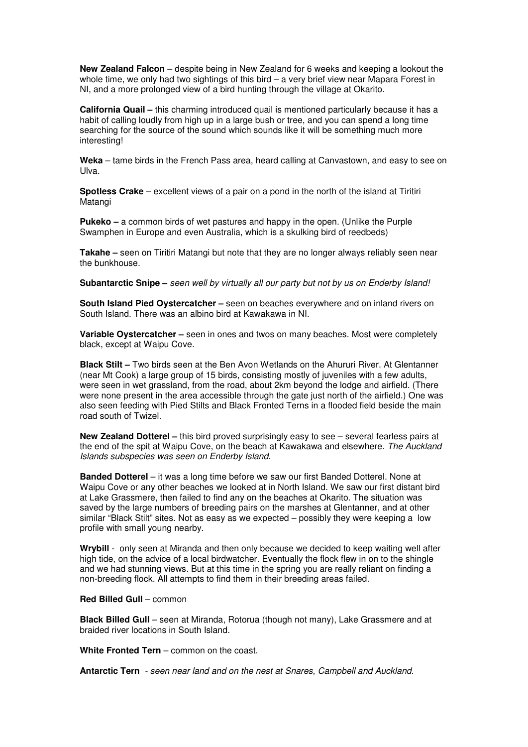**New Zealand Falcon** – despite being in New Zealand for 6 weeks and keeping a lookout the whole time, we only had two sightings of this bird – a very brief view near Mapara Forest in NI, and a more prolonged view of a bird hunting through the village at Okarito.

**California Quail –** this charming introduced quail is mentioned particularly because it has a habit of calling loudly from high up in a large bush or tree, and you can spend a long time searching for the source of the sound which sounds like it will be something much more interesting!

**Weka** – tame birds in the French Pass area, heard calling at Canvastown, and easy to see on Ulva.

**Spotless Crake** – excellent views of a pair on a pond in the north of the island at Tiritiri Matangi

**Pukeko –** a common birds of wet pastures and happy in the open. (Unlike the Purple Swamphen in Europe and even Australia, which is a skulking bird of reedbeds)

**Takahe –** seen on Tiritiri Matangi but note that they are no longer always reliably seen near the bunkhouse.

**Subantarctic Snipe –** *seen well by virtually all our party but not by us on Enderby Island!*

**South Island Pied Oystercatcher –** seen on beaches everywhere and on inland rivers on South Island. There was an albino bird at Kawakawa in NI.

**Variable Oystercatcher –** seen in ones and twos on many beaches. Most were completely black, except at Waipu Cove.

**Black Stilt –** Two birds seen at the Ben Avon Wetlands on the Ahururi River. At Glentanner (near Mt Cook) a large group of 15 birds, consisting mostly of juveniles with a few adults, were seen in wet grassland, from the road, about 2km beyond the lodge and airfield. (There were none present in the area accessible through the gate just north of the airfield.) One was also seen feeding with Pied Stilts and Black Fronted Terns in a flooded field beside the main road south of Twizel.

**New Zealand Dotterel –** this bird proved surprisingly easy to see – several fearless pairs at the end of the spit at Waipu Cove, on the beach at Kawakawa and elsewhere. *The Auckland Islands subspecies was seen on Enderby Island.*

**Banded Dotterel** – it was a long time before we saw our first Banded Dotterel. None at Waipu Cove or any other beaches we looked at in North Island. We saw our first distant bird at Lake Grassmere, then failed to find any on the beaches at Okarito. The situation was saved by the large numbers of breeding pairs on the marshes at Glentanner, and at other similar "Black Stilt" sites. Not as easy as we expected – possibly they were keeping a low profile with small young nearby.

**Wrybill** - only seen at Miranda and then only because we decided to keep waiting well after high tide, on the advice of a local birdwatcher. Eventually the flock flew in on to the shingle and we had stunning views. But at this time in the spring you are really reliant on finding a non-breeding flock. All attempts to find them in their breeding areas failed.

**Red Billed Gull** – common

**Black Billed Gull** – seen at Miranda, Rotorua (though not many), Lake Grassmere and at braided river locations in South Island.

**White Fronted Tern** – common on the coast.

**Antarctic Tern** - *seen near land and on the nest at Snares, Campbell and Auckland.*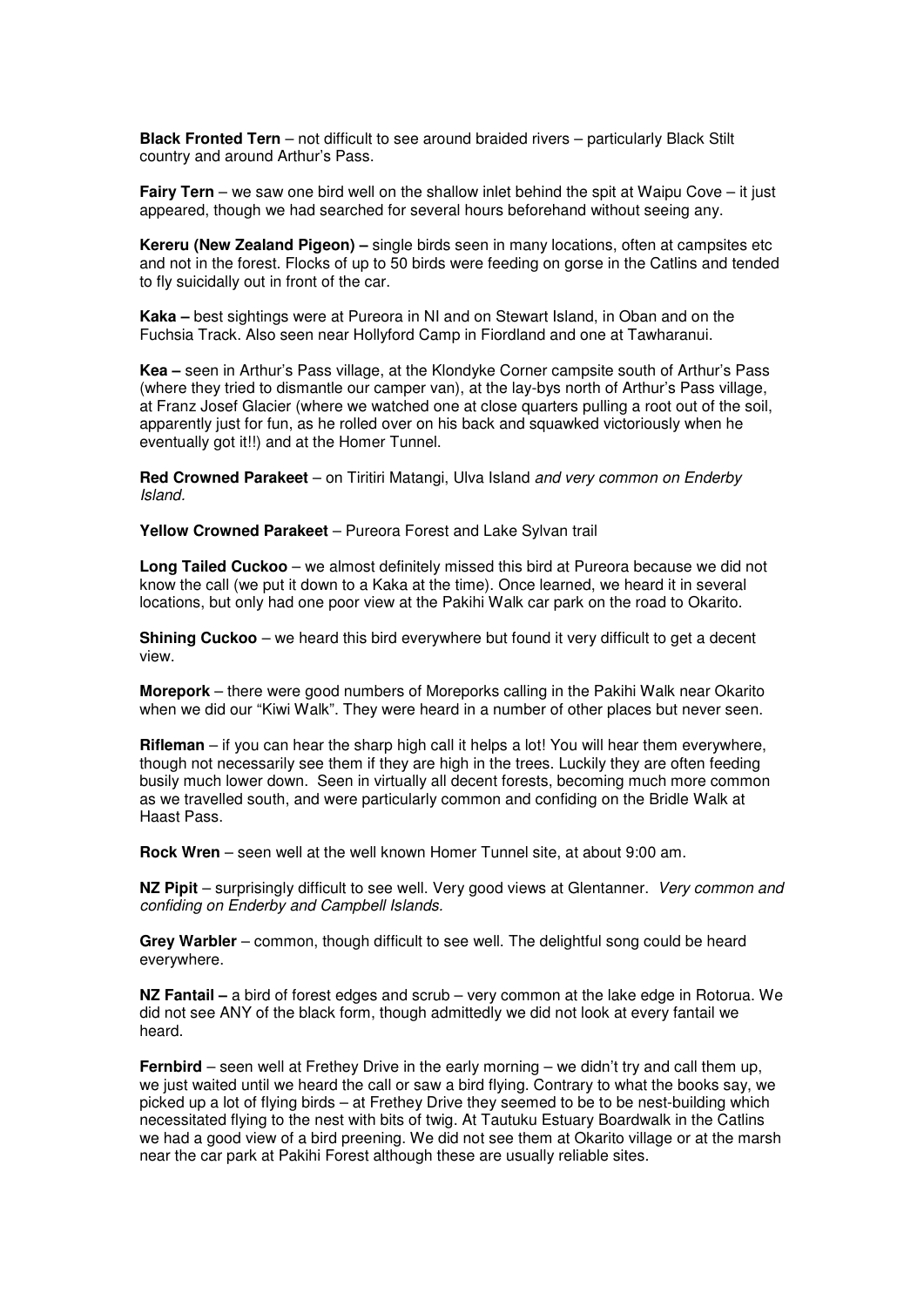**Black Fronted Tern** – not difficult to see around braided rivers – particularly Black Stilt country and around Arthur's Pass.

**Fairy Tern** – we saw one bird well on the shallow inlet behind the spit at Waipu Cove – it just appeared, though we had searched for several hours beforehand without seeing any.

**Kereru (New Zealand Pigeon) –** single birds seen in many locations, often at campsites etc and not in the forest. Flocks of up to 50 birds were feeding on gorse in the Catlins and tended to fly suicidally out in front of the car.

**Kaka –** best sightings were at Pureora in NI and on Stewart Island, in Oban and on the Fuchsia Track. Also seen near Hollyford Camp in Fiordland and one at Tawharanui.

**Kea –** seen in Arthur's Pass village, at the Klondyke Corner campsite south of Arthur's Pass (where they tried to dismantle our camper van), at the lay-bys north of Arthur's Pass village, at Franz Josef Glacier (where we watched one at close quarters pulling a root out of the soil, apparently just for fun, as he rolled over on his back and squawked victoriously when he eventually got it!!) and at the Homer Tunnel.

**Red Crowned Parakeet** – on Tiritiri Matangi, Ulva Island *and very common on Enderby Island.*

**Yellow Crowned Parakeet** – Pureora Forest and Lake Sylvan trail

**Long Tailed Cuckoo** – we almost definitely missed this bird at Pureora because we did not know the call (we put it down to a Kaka at the time). Once learned, we heard it in several locations, but only had one poor view at the Pakihi Walk car park on the road to Okarito.

**Shining Cuckoo** – we heard this bird everywhere but found it very difficult to get a decent view.

**Morepork** – there were good numbers of Moreporks calling in the Pakihi Walk near Okarito when we did our "Kiwi Walk". They were heard in a number of other places but never seen.

**Rifleman** – if you can hear the sharp high call it helps a lot! You will hear them everywhere, though not necessarily see them if they are high in the trees. Luckily they are often feeding busily much lower down. Seen in virtually all decent forests, becoming much more common as we travelled south, and were particularly common and confiding on the Bridle Walk at Haast Pass.

**Rock Wren** – seen well at the well known Homer Tunnel site, at about 9:00 am.

**NZ Pipit** – surprisingly difficult to see well. Very good views at Glentanner. *Very common and confiding on Enderby and Campbell Islands.*

**Grey Warbler** – common, though difficult to see well. The delightful song could be heard everywhere.

**NZ Fantail –** a bird of forest edges and scrub – very common at the lake edge in Rotorua. We did not see ANY of the black form, though admittedly we did not look at every fantail we heard.

**Fernbird** – seen well at Frethey Drive in the early morning – we didn't try and call them up, we just waited until we heard the call or saw a bird flying. Contrary to what the books say, we picked up a lot of flying birds – at Frethey Drive they seemed to be to be nest-building which necessitated flying to the nest with bits of twig. At Tautuku Estuary Boardwalk in the Catlins we had a good view of a bird preening. We did not see them at Okarito village or at the marsh near the car park at Pakihi Forest although these are usually reliable sites.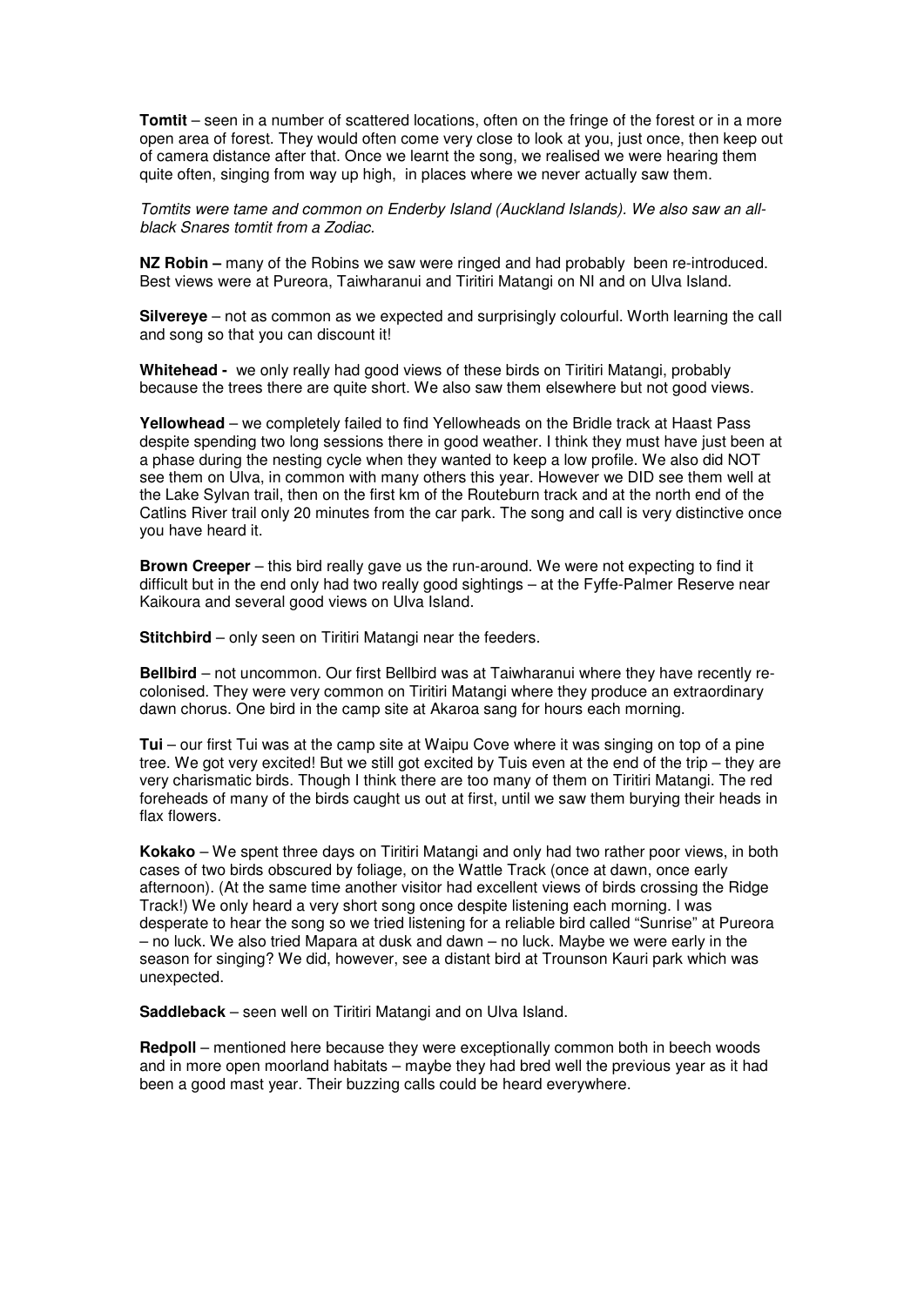**Tomtit** – seen in a number of scattered locations, often on the fringe of the forest or in a more open area of forest. They would often come very close to look at you, just once, then keep out of camera distance after that. Once we learnt the song, we realised we were hearing them quite often, singing from way up high, in places where we never actually saw them.

*Tomtits were tame and common on Enderby Island (Auckland Islands). We also saw an all-black Snares tomtit from a Zodiac.*

**NZ Robin –** many of the Robins we saw were ringed and had probably been re-introduced. Best views were at Pureora, Taiwharanui and Tiritiri Matangi on NI and on Ulva Island.

**Silvereye** – not as common as we expected and surprisingly colourful. Worth learning the call and song so that you can discount it!

**Whitehead -** we only really had good views of these birds on Tiritiri Matangi, probably because the trees there are quite short. We also saw them elsewhere but not good views.

**Yellowhead** – we completely failed to find Yellowheads on the Bridle track at Haast Pass despite spending two long sessions there in good weather. I think they must have just been at a phase during the nesting cycle when they wanted to keep a low profile. We also did NOT see them on Ulva, in common with many others this year. However we DID see them well at the Lake Sylvan trail, then on the first km of the Routeburn track and at the north end of the Catlins River trail only 20 minutes from the car park. The song and call is very distinctive once you have heard it.

**Brown Creeper** – this bird really gave us the run-around. We were not expecting to find it difficult but in the end only had two really good sightings – at the Fyffe-Palmer Reserve near Kaikoura and several good views on Ulva Island.

**Stitchbird** – only seen on Tiritiri Matangi near the feeders.

**Bellbird** – not uncommon. Our first Bellbird was at Taiwharanui where they have recently re-colonised. They were very common on Tiritiri Matangi where they produce an extraordinary dawn chorus. One bird in the camp site at Akaroa sang for hours each morning.

**Tui** – our first Tui was at the camp site at Waipu Cove where it was singing on top of a pine tree. We got very excited! But we still got excited by Tuis even at the end of the trip – they are very charismatic birds. Though I think there are too many of them on Tiritiri Matangi. The red foreheads of many of the birds caught us out at first, until we saw them burying their heads in flax flowers.

**Kokako** – We spent three days on Tiritiri Matangi and only had two rather poor views, in both cases of two birds obscured by foliage, on the Wattle Track (once at dawn, once early afternoon). (At the same time another visitor had excellent views of birds crossing the Ridge Track!) We only heard a very short song once despite listening each morning. I was desperate to hear the song so we tried listening for a reliable bird called "Sunrise" at Pureora – no luck. We also tried Mapara at dusk and dawn – no luck. Maybe we were early in the season for singing? We did, however, see a distant bird at Trounson Kauri park which was unexpected.

**Saddleback** – seen well on Tiritiri Matangi and on Ulva Island.

**Redpoll** – mentioned here because they were exceptionally common both in beech woods and in more open moorland habitats – maybe they had bred well the previous year as it had been a good mast year. Their buzzing calls could be heard everywhere.